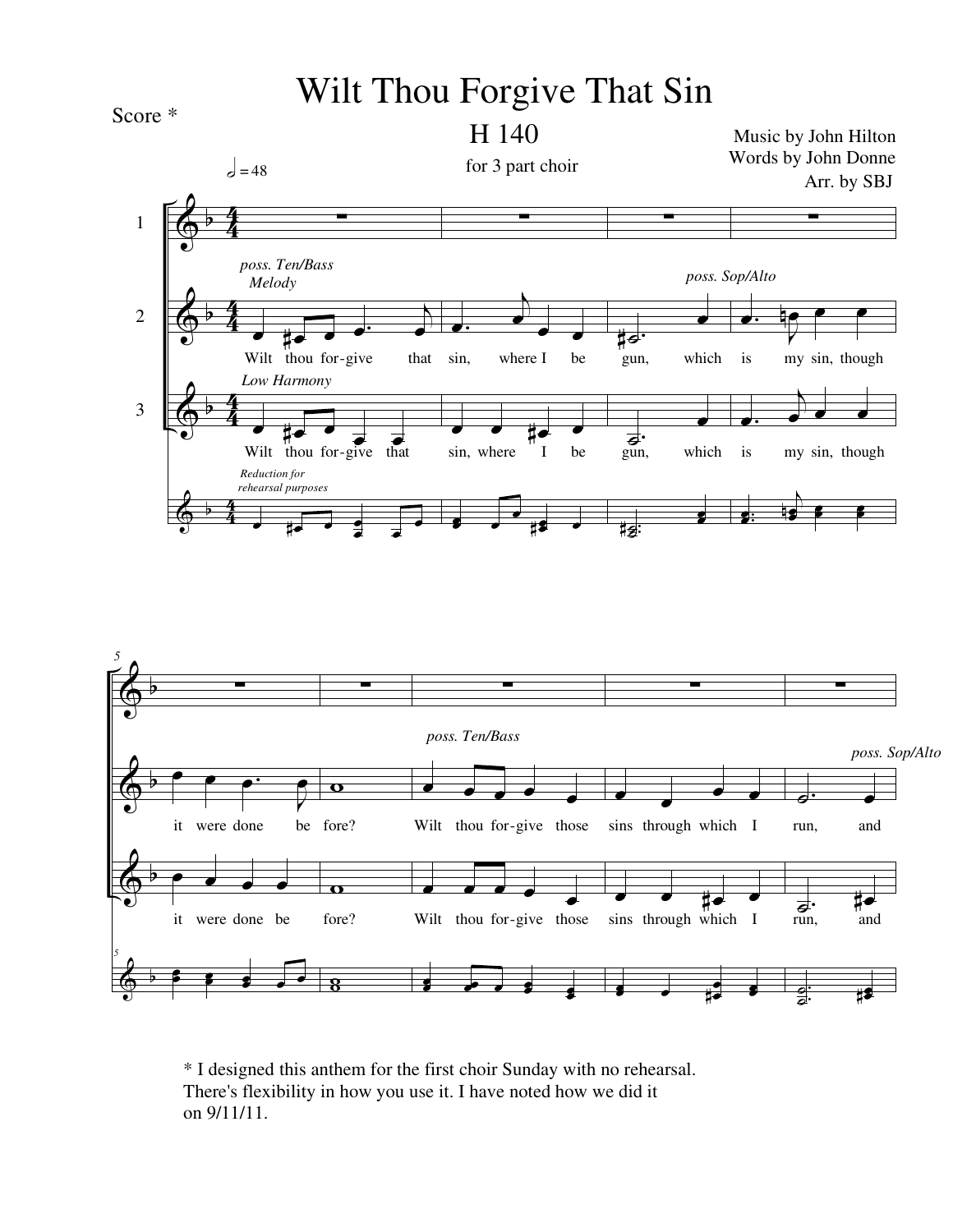# Wilt Thou Forgive That Sin

Score *

## H 140

for 3 part choir

Music by John Hilton
Words by John Donne
Arr. by SBJ

* I designed this anthem for the first choir Sunday with no rehearsal. There's flexibility in how you use it. I have noted how we did it on 9/11/11.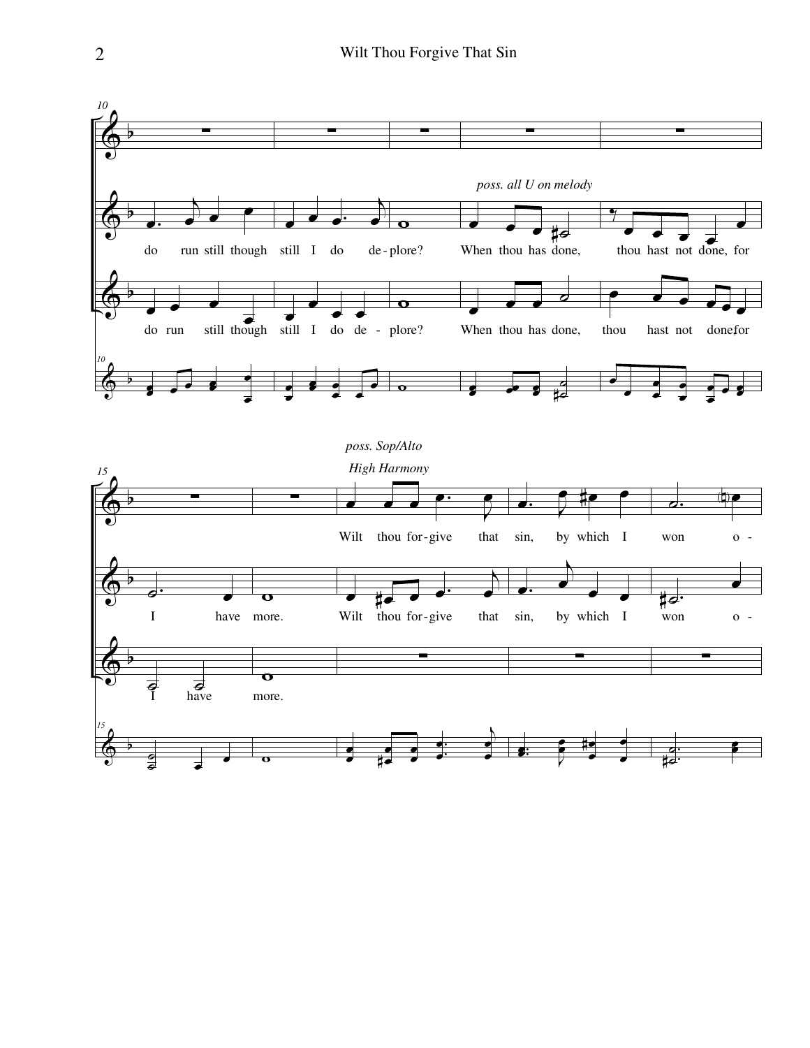*poss. all U on melody*

do run still though still I do de-plore? When thou has done, thou hast not done, for

do run still though still I do de - plore? When thou has done, thou hast not done,for

*poss. Sop/Alto*

*High Harmony*

Wilt thou for-give that sin, by which I won o -

I have more. Wilt thou for-give that sin, by which I won o -

I have more.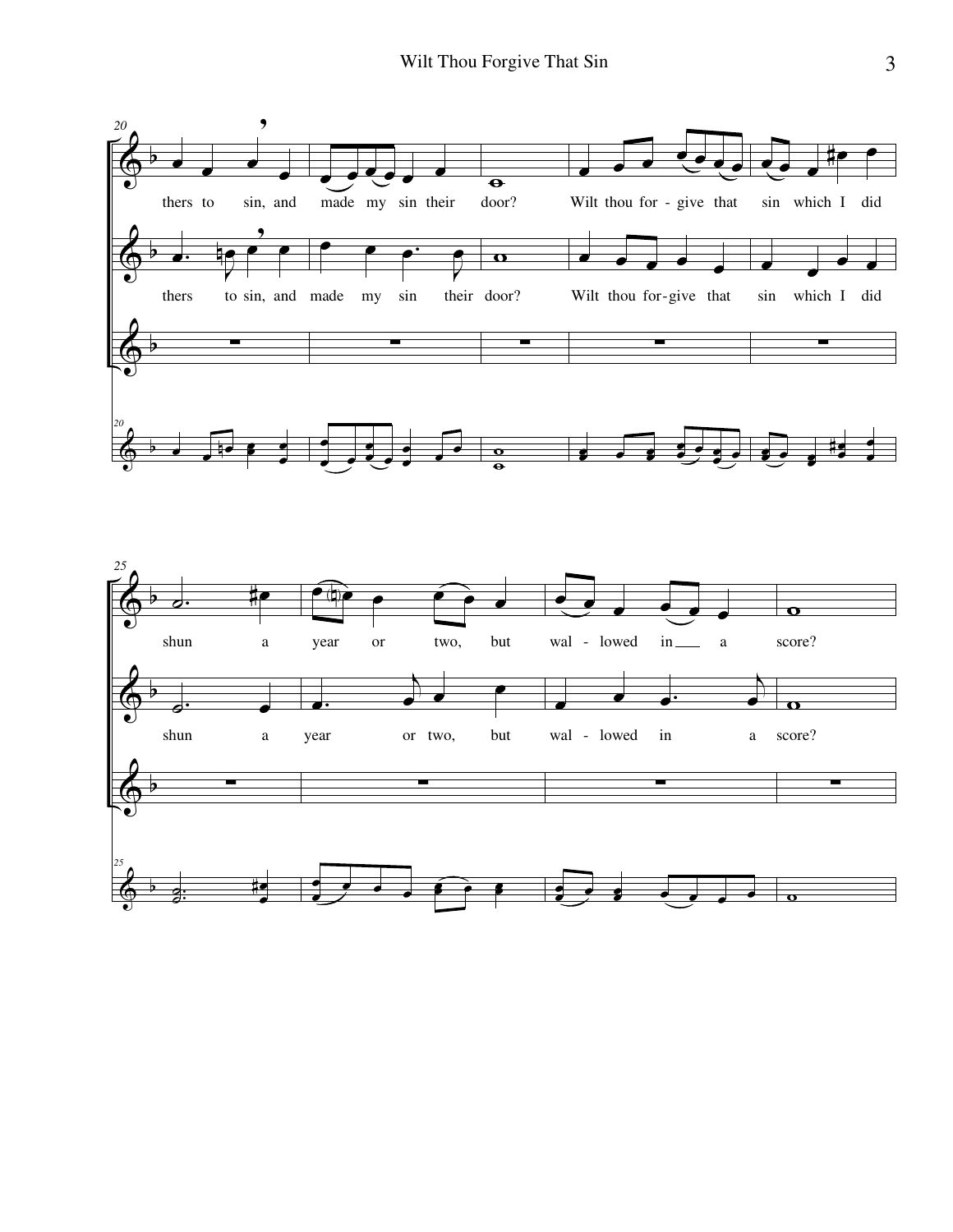thers to sin, and made my sin their door? Wilt thou for - give that sin which I did

thers to sin, and made my sin their door? Wilt thou for-give that sin which I did

shun a year or two, but wal - lowed in a score?

shun a year or two, but wal - lowed in a score?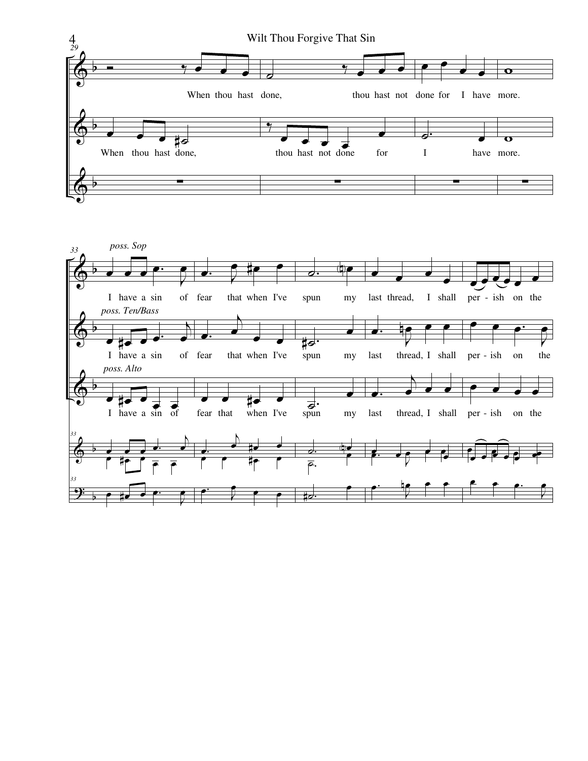When thou hast done, thou hast not done for I have more.

When thou hast done, thou hast not done for I have more.

*poss. Sop*

I have a sin of fear that when I've spun my last thread, I shall per - ish on the

*poss. Ten/Bass*

I have a sin of fear that when I've spun my last thread, I shall per - ish on the

*poss. Alto*

I have a sin of fear that when I've spun my last thread, I shall per - ish on the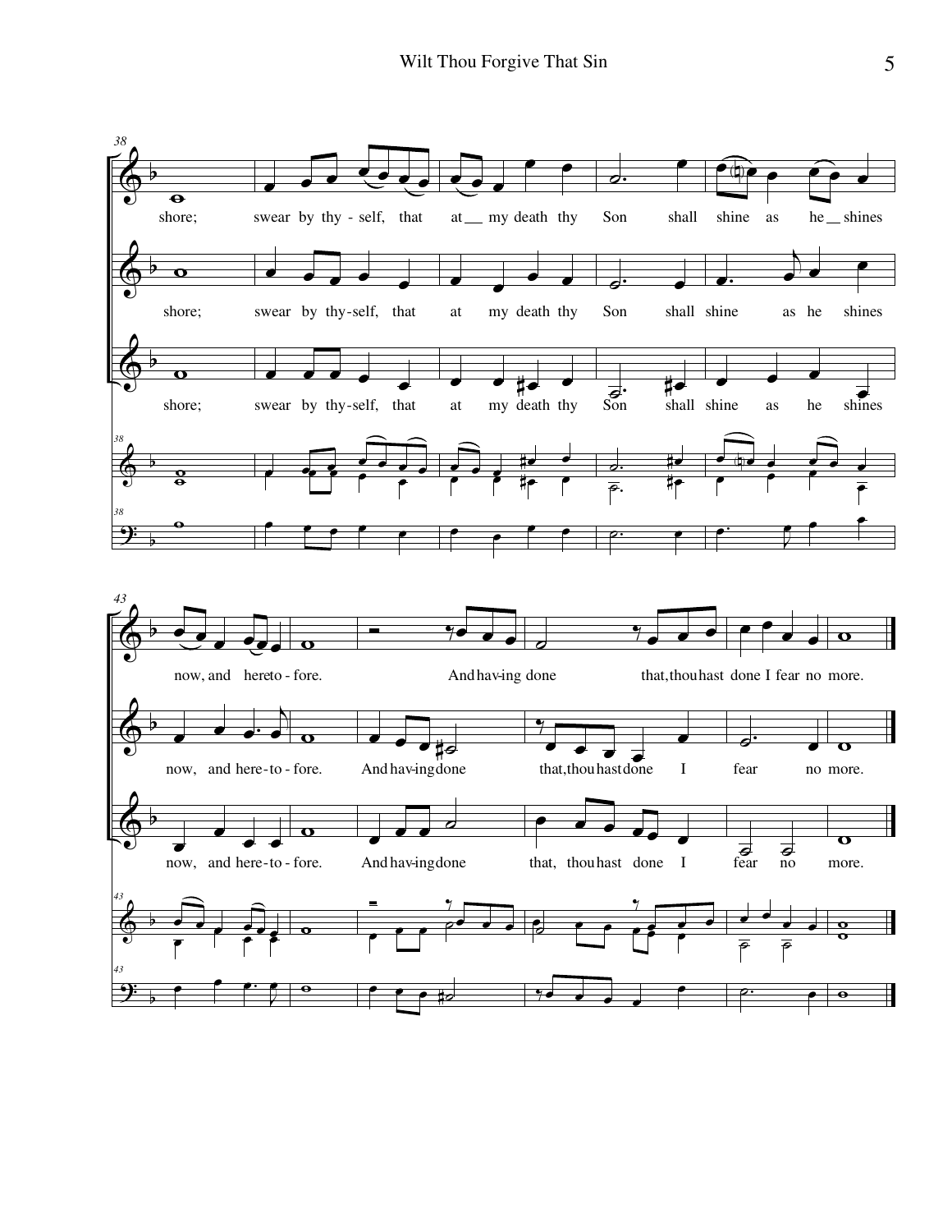shore; swear by thy - self, that at __ my death thy Son shall shine as he __ shines

shore; swear by thy-self, that at my death thy Son shall shine as he shines

shore; swear by thy-self, that at my death thy Son shall shine as he shines

now, and hereto - fore. And hav-ing done that, thou hast done I fear no more.

now, and here-to - fore. And hav-ing done that, thou hast done I fear no more.

now, and here-to - fore. And hav-ing done that, thou hast done I fear no more.